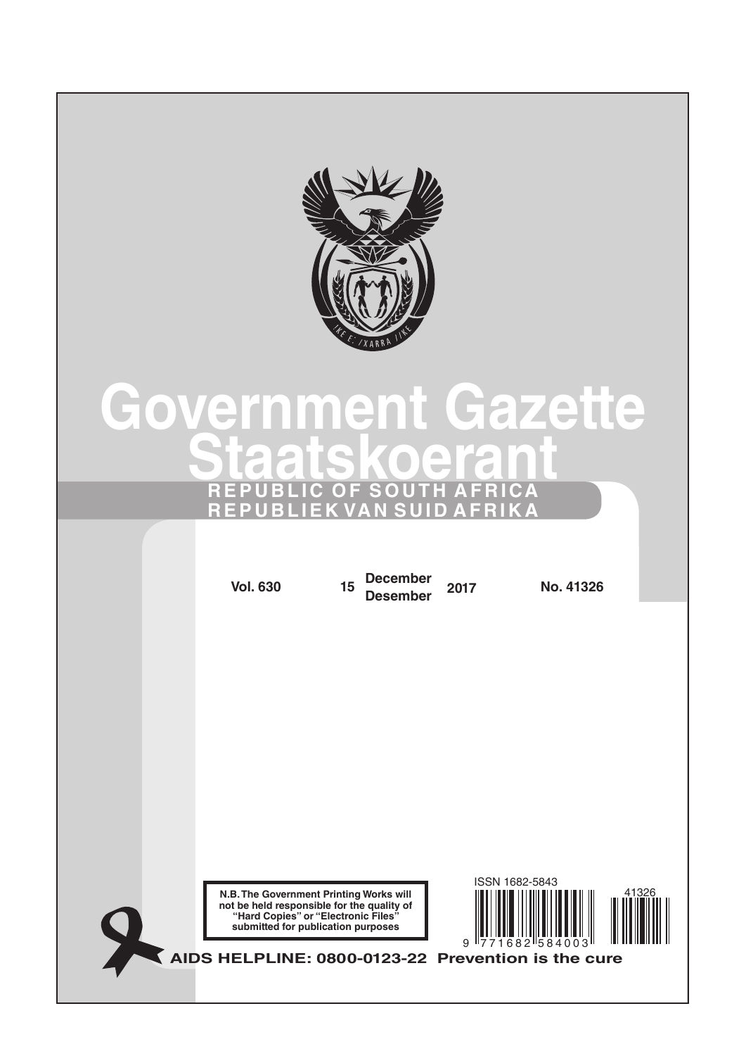# Government Gazette
# Staatskoerant

**REPUBLIC OF SOUTH AFRICA**
**REPUBLIEK VAN SUID AFRIKA**

**Vol. 630** **15** **December / Desember** **2017** **No. 41326**

**N.B. The Government Printing Works will not be held responsible for the quality of "Hard Copies" or "Electronic Files" submitted for publication purposes**

ISSN 1682-5843

9 771682 584003

41326

**AIDS HELPLINE: 0800-0123-22 Prevention is the cure**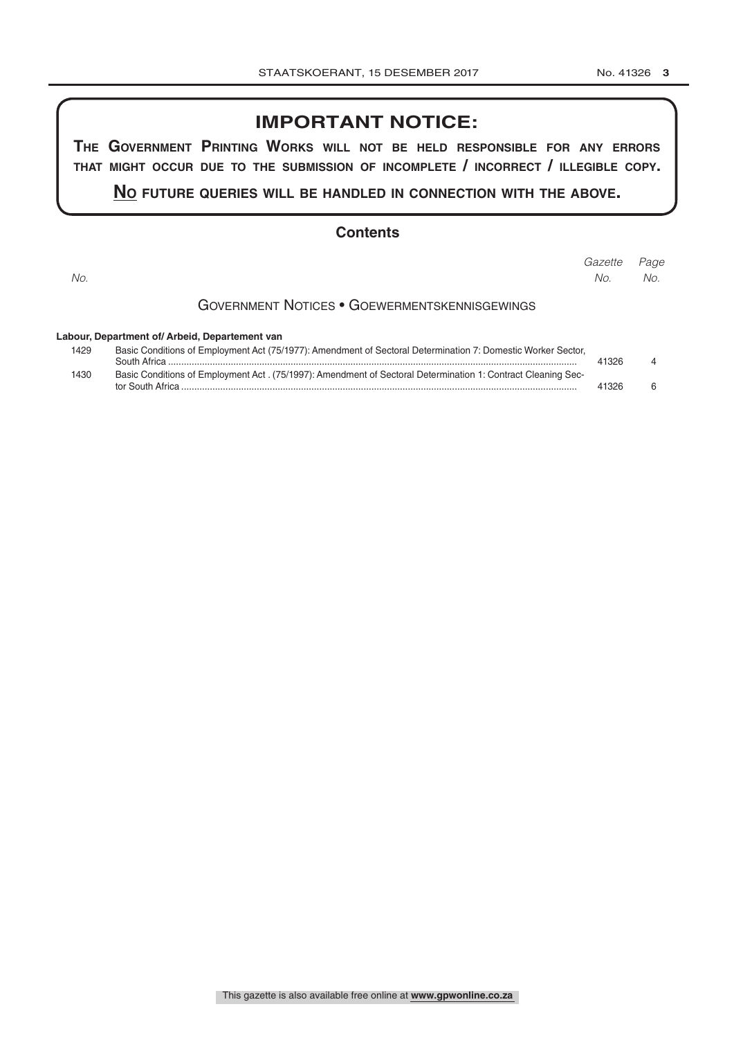# IMPORTANT NOTICE:

**The Government Printing Works will not be held responsible for any errors that might occur due to the submission of incomplete / incorrect / illegible copy.**

**No future queries will be handled in connection with the above.**

## Contents

| No. | | Gazette No. | Page No. |
|---|---|---|---|
| | **Government Notices • Goewermentskennisgewings** | | |
| | **Labour, Department of/ Arbeid, Departement van** | | |
| 1429 | Basic Conditions of Employment Act (75/1977): Amendment of Sectoral Determination 7: Domestic Worker Sector, South Africa | 41326 | 4 |
| 1430 | Basic Conditions of Employment Act . (75/1997): Amendment of Sectoral Determination 1: Contract Cleaning Sector South Africa | 41326 | 6 |

This gazette is also available free online at **www.gpwonline.co.za**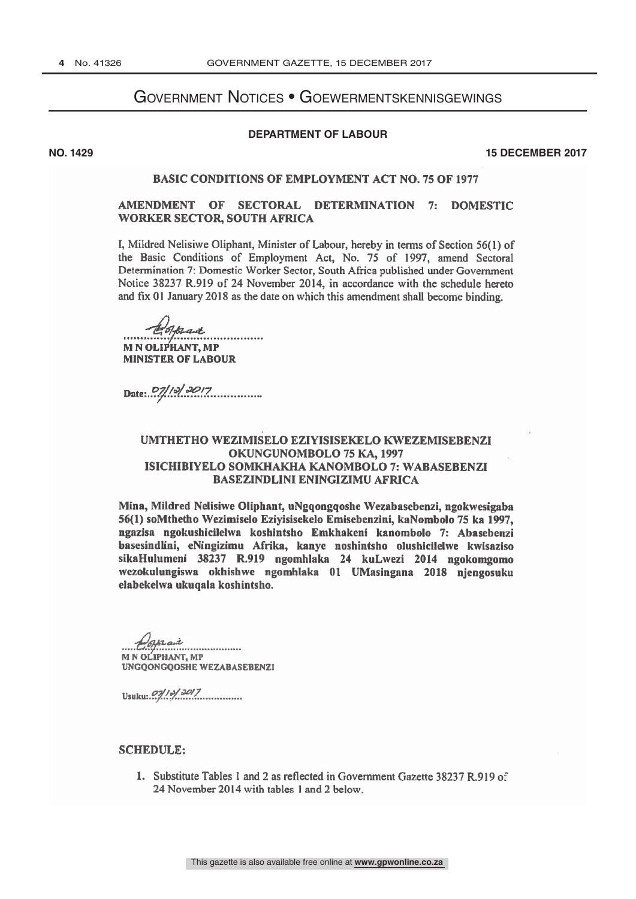# Government Notices • Goewermentskennisgewings

## DEPARTMENT OF LABOUR

**NO. 1429** **15 DECEMBER 2017**

### BASIC CONDITIONS OF EMPLOYMENT ACT NO. 75 OF 1977

### AMENDMENT OF SECTORAL DETERMINATION 7: DOMESTIC WORKER SECTOR, SOUTH AFRICA

I, Mildred Nelisiwe Oliphant, Minister of Labour, hereby in terms of Section 56(1) of the Basic Conditions of Employment Act, No. 75 of 1997, amend Sectoral Determination 7: Domestic Worker Sector, South Africa published under Government Notice 38237 R.919 of 24 November 2014, in accordance with the schedule hereto and fix 01 January 2018 as the date on which this amendment shall become binding.

**M N OLIPHANT, MP**
**MINISTER OF LABOUR**

Date: 07/12/2017

### UMTHETHO WEZIMISELO EZIYISISEKELO KWEZEMISEBENZI OKUNGUNOMBOLO 75 KA, 1997
### ISICHIBIYELO SOMKHAKHA KANOMBOLO 7: WABASEBENZI BASEZINDLINI ENINGIZIMU AFRICA

**Mina, Mildred Nelisiwe Oliphant, uNgqongqoshe Wezabasebenzi, ngokwesigaba 56(1) soMthetho Wezimiselo Eziyisisekelo Emisebenzini, kaNombolo 75 ka 1997, ngazisa ngokushicilelwa koshintsho Emkhakeni kanombolo 7: Abasebenzi basesindlini, eNingizimu Afrika, kanye noshintsho olushicilelwe kwisaziso sikaHulumeni 38237 R.919 ngomhlaka 24 kuLwezi 2014 ngokomgomo wezokulungiswa okhishwe ngomhlaka 01 UMasingana 2018 njengosuku elabekelwa ukuqala koshintsho.**

**M N OLIPHANT, MP**
**UNGQONGQOSHE WEZABASEBENZI**

Usuku: 07/12/2017

### SCHEDULE:

1. Substitute Tables 1 and 2 as reflected in Government Gazette 38237 R.919 of 24 November 2014 with tables 1 and 2 below.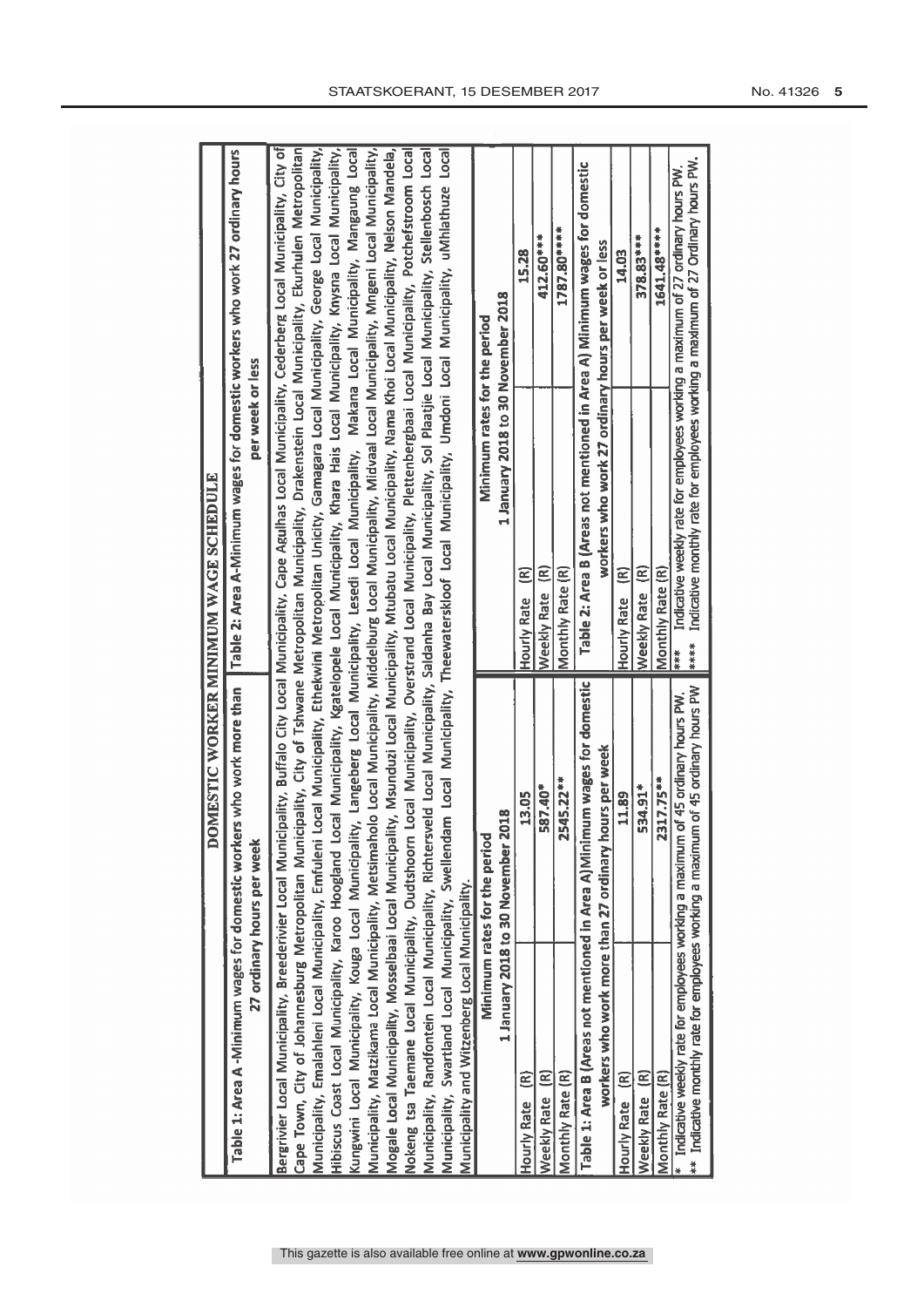# DOMESTIC WORKER MINIMUM WAGE SCHEDULE

**Table 1: Area A -Minimum wages for domestic workers who work more than 27 ordinary hours per week**

**Table 2: Area A-Minimum wages for domestic workers who work 27 ordinary hours per week or less**

Bergrivier Local Municipality, Breederivier Local Municipality, Buffalo City Local Municipality, Cape Agulhas Local Municipality, Cederberg Local Municipality, City of Cape Town, City of Johannesburg Metropolitan Municipality, City of Tshwane Metropolitan Municipality, Drakenstein Local Municipality, Ekurhulen Metropolitan Municipality, Emalahleni Local Municipality, Emfuleni Local Municipality, Ethekwini Metropolitan Unicity, Gamagara Local Municipality, George Local Municipality, Hibiscus Coast Local Municipality, Karoo Hoogland Local Municipality, Kgatelopele Local Municipality, Khara Hais Local Municipality, Knysna Local Municipality, Kungwini Local Municipality, Kouga Local Municipality, Langeberg Local Municipality, Lesedi Local Municipality, Makana Local Municipality, Mangaung Local Municipality, Matzikama Local Municipality, Metsimaholo Local Municipality, Middelburg Local Municipality, Midvaal Local Municipality, Mngeni Local Municipality, Mogale Local Municipality, Mosselbaai Local Municipality, Msunduzi Local Municipality, Mtubatu Local Municipality, Nama Khoi Local Municipality, Nelson Mandela, Nokeng tsa Taemane Local Municipality, Oudtshoorn Local Municipality, Overstrand Local Municipality, Plettenbergbaai Local Municipality, Potchefstroom Local Municipality, Randfontein Local Municipality, Richtersveld Local Municipality, Saldanha Bay Local Municipality, Sol Plaatjie Local Municipality, Stellenbosch Local Municipality, Swartland Local Municipality, Swellendam Local Municipality, Theewaterskloof Local Municipality, Umdoni Local Municipality, uMhlathuze Local Municipality and Witzenberg Local Municipality.

| Table 1: Area A | Minimum rates for the period 1 January 2018 to 30 November 2018 |
|---|---|
| Hourly Rate (R) | 13.05 |
| Weekly Rate (R) | 587.40* |
| Monthly Rate (R) | 2545.22** |

| Table 2: Area A | Minimum rates for the period 1 January 2018 to 30 November 2018 |
|---|---|
| Hourly Rate (R) | 15.28 |
| Weekly Rate (R) | 412.60*** |
| Monthly Rate (R) | 1787.80**** |

**Table 1: Area B (Areas not mentioned in Area A) Minimum wages for domestic workers who work more than 27 ordinary hours per week**

| | |
|---|---|
| Hourly Rate (R) | 11.89 |
| Weekly Rate (R) | 534.91* |
| Monthly Rate (R) | 2317.75** |

**Table 2: Area B (Areas not mentioned in Area A) Minimum wages for domestic workers who work 27 ordinary hours per week or less**

| | |
|---|---|
| Hourly Rate (R) | 14.03 |
| Weekly Rate (R) | 378.83*** |
| Monthly Rate (R) | 1641.48**** |

\* Indicative weekly rate for employees working a maximum of 45 ordinary hours PW.

** Indicative monthly rate for employees working a maximum of 45 ordinary hours PW

*** Indicative weekly rate for employees working a maximum of 27 ordinary hours PW.

**** Indicative monthly rate for employees working a maximum of 27 Ordinary hours PW.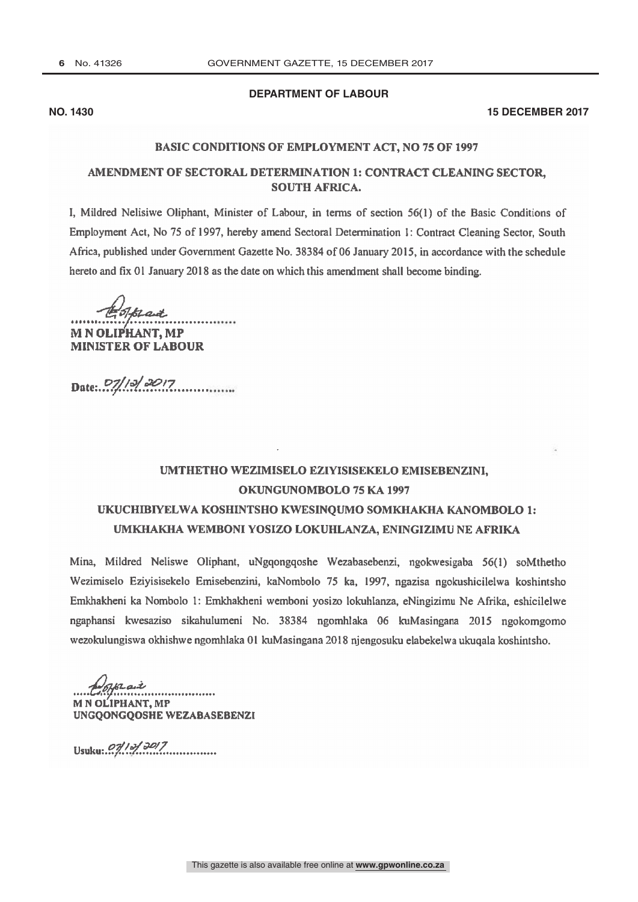**DEPARTMENT OF LABOUR**

**NO. 1430** **15 DECEMBER 2017**

## BASIC CONDITIONS OF EMPLOYMENT ACT, NO 75 OF 1997

## AMENDMENT OF SECTORAL DETERMINATION 1: CONTRACT CLEANING SECTOR, SOUTH AFRICA.

I, Mildred Nelisiwe Oliphant, Minister of Labour, in terms of section 56(1) of the Basic Conditions of Employment Act, No 75 of 1997, hereby amend Sectoral Determination 1: Contract Cleaning Sector, South Africa, published under Government Gazette No. 38384 of 06 January 2015, in accordance with the schedule hereto and fix 01 January 2018 as the date on which this amendment shall become binding.

**M N OLIPHANT, MP**
**MINISTER OF LABOUR**

Date: 07/12/2017

## UMTHETHO WEZIMISELO EZIYISISEKELO EMISEBENZINI, OKUNGUNOMBOLO 75 KA 1997

## UKUCHIBIYELWA KOSHINTSHO KWESINQUMO SOMKHAKHA KANOMBOLO 1: UMKHAKHA WEMBONI YOSIZO LOKUHLANZA, ENINGIZIMU NE AFRIKA

Mina, Mildred Neliswe Oliphant, uNgqongqoshe Wezabasebenzi, ngokwesigaba 56(1) soMthetho Wezimiselo Eziyisisekelo Emisebenzini, kaNombolo 75 ka, 1997, ngazisa ngokushicilelwa koshintsho Emkhakheni ka Nombolo 1: Emkhakheni wemboni yosizo lokuhlanza, eNingizimu Ne Afrika, eshicilelwe ngaphansi kwesaziso sikahulumeni No. 38384 ngomhlaka 06 kuMasingana 2015 ngokomgomo wezokulungiswa okhishwe ngomhlaka 01 kuMasingana 2018 njengosuku elabekelwa ukuqala koshintsho.

**M N OLIPHANT, MP**
**UNGQONGQOSHE WEZABASEBENZI**

Usuku: 07/12/2017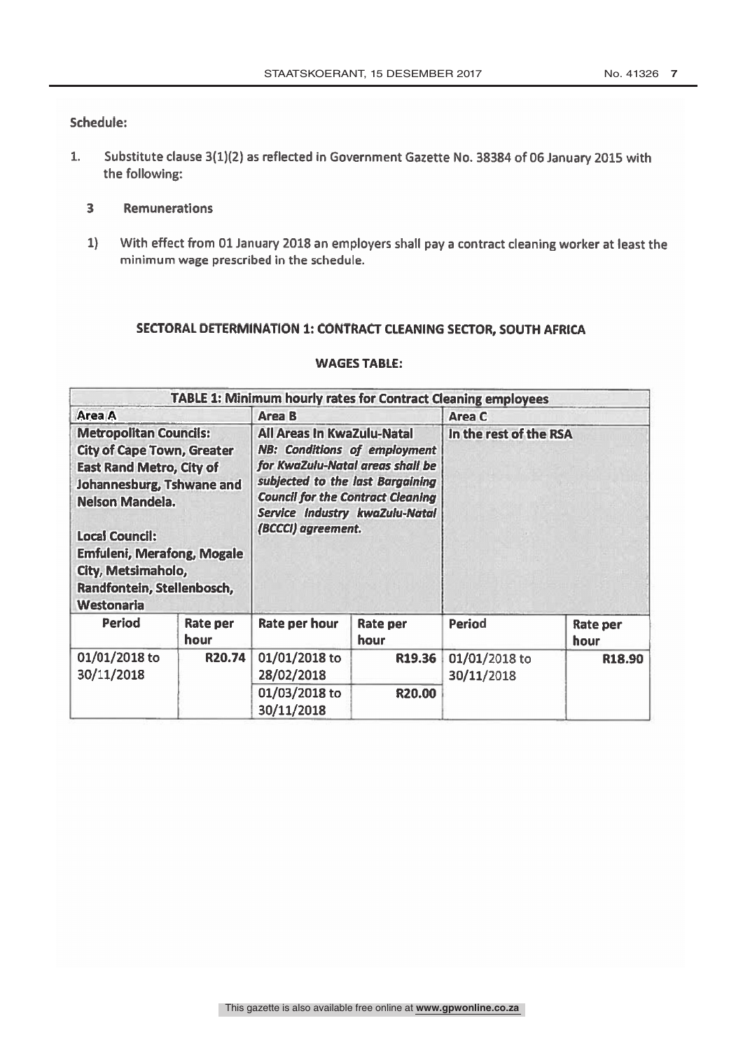**Schedule:**

1. Substitute clause 3(1)(2) as reflected in Government Gazette No. 38384 of 06 January 2015 with the following:

   **3 Remunerations**

   1) With effect from 01 January 2018 an employers shall pay a contract cleaning worker at least the minimum wage prescribed in the schedule.

**SECTORAL DETERMINATION 1: CONTRACT CLEANING SECTOR, SOUTH AFRICA**

**WAGES TABLE:**

| **TABLE 1: Minimum hourly rates for Contract Cleaning employees** | | | | | |
|---|---|---|---|---|---|
| **Area A** | | **Area B** | | **Area C** | |
| **Metropolitan Councils:** **City of Cape Town, Greater East Rand Metro, City of Johannesburg, Tshwane and Nelson Mandela.** <br><br> **Local Council:** **Emfuleni, Merafong, Mogale City, Metsimaholo, Randfontein, Stellenbosch, Westonaria** | | **All Areas In KwaZulu-Natal** ***NB: Conditions of employment for KwaZulu-Natal areas shall be subjected to the last Bargaining Council for the Contract Cleaning Service Industry kwaZulu-Natal (BCCCI) agreement.*** | | **In the rest of the RSA** | |
| **Period** | **Rate per hour** | **Rate per hour** | **Rate per hour** | **Period** | **Rate per hour** |
| 01/01/2018 to 30/11/2018 | **R20.74** | 01/01/2018 to 28/02/2018 | **R19.36** | 01/01/2018 to 30/11/2018 | **R18.90** |
| | | 01/03/2018 to 30/11/2018 | **R20.00** | | |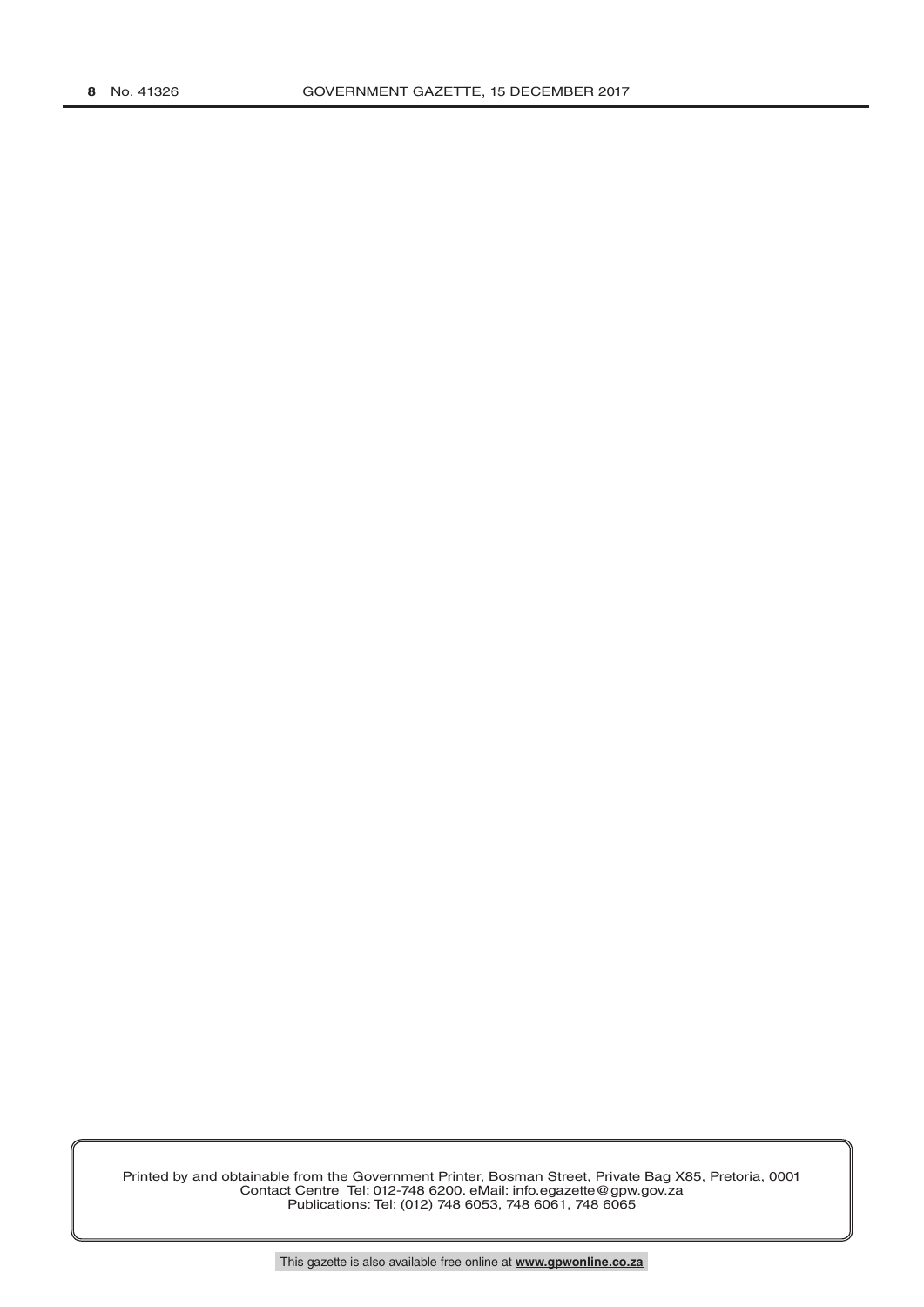Printed by and obtainable from the Government Printer, Bosman Street, Private Bag X85, Pretoria, 0001
Contact Centre Tel: 012-748 6200. eMail: info.egazette@gpw.gov.za
Publications: Tel: (012) 748 6053, 748 6061, 748 6065

This gazette is also available free online at **www.gpwonline.co.za**